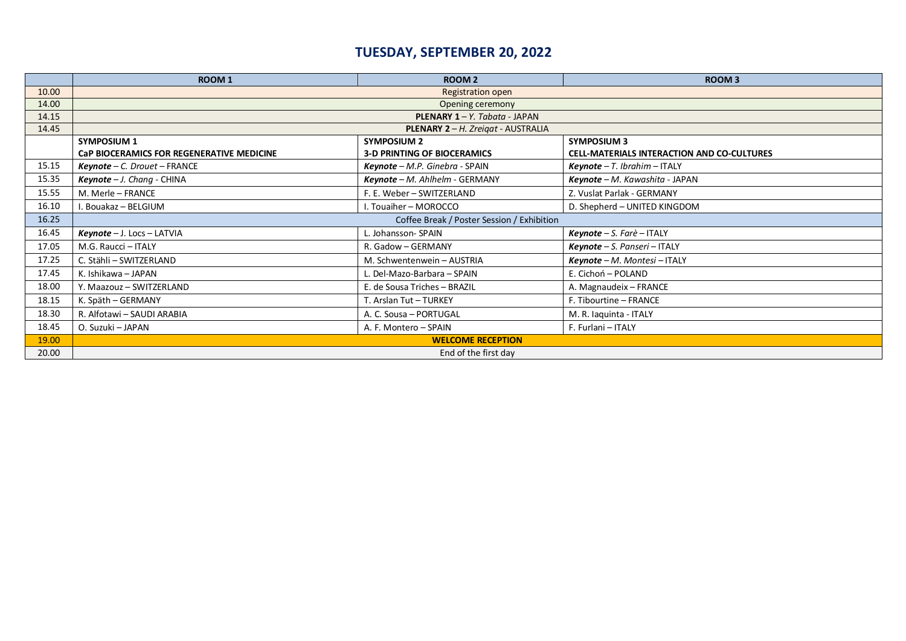# TUESDAY, SEPTEMBER 20, 2022

| | ROOM 1 | ROOM 2 | ROOM 3 |
|---|---|---|---|
| 10.00 | Registration open | | |
| 14.00 | Opening ceremony | | |
| 14.15 | **PLENARY 1** – *Y. Tabata* - JAPAN | | |
| 14.45 | **PLENARY 2** – *H. Zreiqat* - AUSTRALIA | | |
| | **SYMPOSIUM 1** **CaP BIOCERAMICS FOR REGENERATIVE MEDICINE** | **SYMPOSIUM 2** **3-D PRINTING OF BIOCERAMICS** | **SYMPOSIUM 3** **CELL-MATERIALS INTERACTION AND CO-CULTURES** |
| 15.15 | ***Keynote*** *– C. Drouet* – FRANCE | ***Keynote*** *– M.P. Ginebra* - SPAIN | ***Keynote*** *– T. Ibrahim* – ITALY |
| 15.35 | ***Keynote*** *– J. Chang* - CHINA | ***Keynote*** *– M. Ahlhelm* - GERMANY | ***Keynote*** *– M. Kawashita* - JAPAN |
| 15.55 | M. Merle – FRANCE | F. E. Weber – SWITZERLAND | Z. Vuslat Parlak - GERMANY |
| 16.10 | I. Bouakaz – BELGIUM | I. Touaiher – MOROCCO | D. Shepherd – UNITED KINGDOM |
| 16.25 | Coffee Break / Poster Session / Exhibition | | |
| 16.45 | ***Keynote*** – J. Locs – LATVIA | L. Johansson- SPAIN | ***Keynote*** *– S. Farè* – ITALY |
| 17.05 | M.G. Raucci – ITALY | R. Gadow – GERMANY | ***Keynote*** *– S. Panseri* – ITALY |
| 17.25 | C. Stähli – SWITZERLAND | M. Schwentenwein – AUSTRIA | ***Keynote*** *– M. Montesi* – ITALY |
| 17.45 | K. Ishikawa – JAPAN | L. Del-Mazo-Barbara – SPAIN | E. Cichoń – POLAND |
| 18.00 | Y. Maazouz – SWITZERLAND | E. de Sousa Triches – BRAZIL | A. Magnaudeix – FRANCE |
| 18.15 | K. Späth – GERMANY | T. Arslan Tut – TURKEY | F. Tibourtine – FRANCE |
| 18.30 | R. Alfotawi – SAUDI ARABIA | A. C. Sousa – PORTUGAL | M. R. Iaquinta - ITALY |
| 18.45 | O. Suzuki – JAPAN | A. F. Montero – SPAIN | F. Furlani – ITALY |
| 19.00 | **WELCOME RECEPTION** | | |
| 20.00 | End of the first day | | |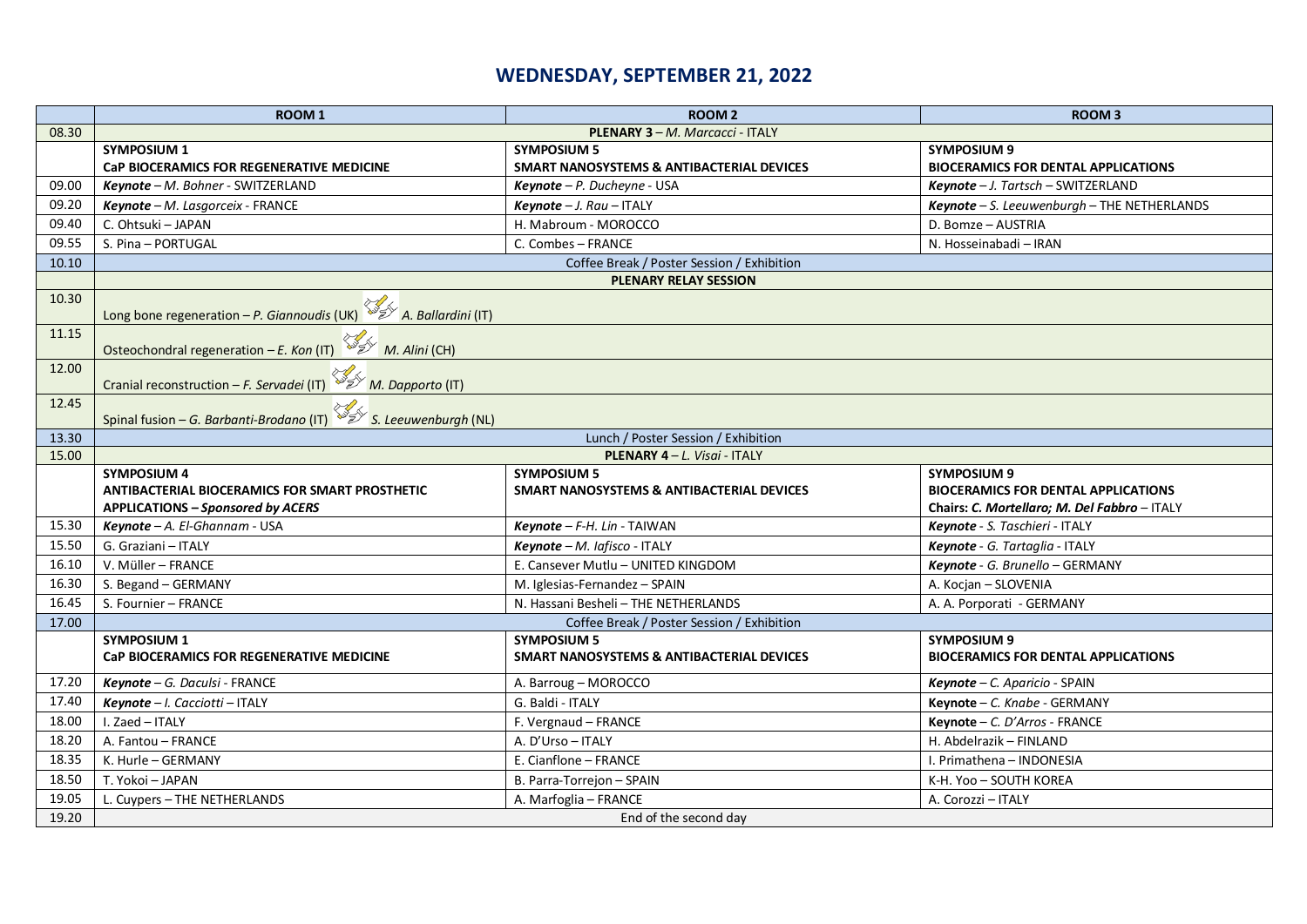# WEDNESDAY, SEPTEMBER 21, 2022

| | ROOM 1 | ROOM 2 | ROOM 3 |
|---|---|---|---|
| 08.30 | **PLENARY 3** – *M. Marcacci* - ITALY | | |
| | **SYMPOSIUM 1**<br>**CaP BIOCERAMICS FOR REGENERATIVE MEDICINE** | **SYMPOSIUM 5**<br>**SMART NANOSYSTEMS & ANTIBACTERIAL DEVICES** | **SYMPOSIUM 9**<br>**BIOCERAMICS FOR DENTAL APPLICATIONS** |
| 09.00 | ***Keynote*** – *M. Bohner* - SWITZERLAND | ***Keynote*** – *P. Ducheyne* - USA | ***Keynote*** – *J. Tartsch* – SWITZERLAND |
| 09.20 | ***Keynote*** – *M. Lasgorceix* - FRANCE | ***Keynote*** – *J. Rau* – ITALY | ***Keynote*** – *S. Leeuwenburgh* – THE NETHERLANDS |
| 09.40 | C. Ohtsuki – JAPAN | H. Mabroum - MOROCCO | D. Bomze – AUSTRIA |
| 09.55 | S. Pina – PORTUGAL | C. Combes – FRANCE | N. Hosseinabadi – IRAN |
| 10.10 | Coffee Break / Poster Session / Exhibition | | |
| | **PLENARY RELAY SESSION** | | |
| 10.30 | Long bone regeneration – *P. Giannoudis* (UK) *A. Ballardini* (IT) | | |
| 11.15 | Osteochondral regeneration – *E. Kon* (IT) *M. Alini* (CH) | | |
| 12.00 | Cranial reconstruction – *F. Servadei* (IT) *M. Dapporto* (IT) | | |
| 12.45 | Spinal fusion – *G. Barbanti-Brodano* (IT) *S. Leeuwenburgh* (NL) | | |
| 13.30 | Lunch / Poster Session / Exhibition | | |
| 15.00 | **PLENARY 4** – *L. Visai* - ITALY | | |
| | **SYMPOSIUM 4**<br>**ANTIBACTERIAL BIOCERAMICS FOR SMART PROSTHETIC APPLICATIONS** – ***Sponsored by ACERS*** | **SYMPOSIUM 5**<br>**SMART NANOSYSTEMS & ANTIBACTERIAL DEVICES** | **SYMPOSIUM 9**<br>**BIOCERAMICS FOR DENTAL APPLICATIONS**<br>**Chairs: *C. Mortellaro; M. Del Fabbro*** – ITALY |
| 15.30 | ***Keynote*** – *A. El-Ghannam* - USA | ***Keynote*** – *F-H. Lin* - TAIWAN | ***Keynote*** - *S. Taschieri* - ITALY |
| 15.50 | G. Graziani – ITALY | ***Keynote*** – *M. Iafisco* - ITALY | ***Keynote*** - *G. Tartaglia* - ITALY |
| 16.10 | V. Müller – FRANCE | E. Cansever Mutlu – UNITED KINGDOM | ***Keynote*** - *G. Brunello* – GERMANY |
| 16.30 | S. Begand – GERMANY | M. Iglesias-Fernandez – SPAIN | A. Kocjan – SLOVENIA |
| 16.45 | S. Fournier – FRANCE | N. Hassani Besheli – THE NETHERLANDS | A. A. Porporati - GERMANY |
| 17.00 | Coffee Break / Poster Session / Exhibition | | |
| | **SYMPOSIUM 1**<br>**CaP BIOCERAMICS FOR REGENERATIVE MEDICINE** | **SYMPOSIUM 5**<br>**SMART NANOSYSTEMS & ANTIBACTERIAL DEVICES** | **SYMPOSIUM 9**<br>**BIOCERAMICS FOR DENTAL APPLICATIONS** |
| 17.20 | ***Keynote*** – *G. Daculsi* - FRANCE | A. Barroug – MOROCCO | ***Keynote*** – *C. Aparicio* - SPAIN |
| 17.40 | ***Keynote*** – *I. Cacciotti* – ITALY | G. Baldi - ITALY | **Keynote** – *C. Knabe* - GERMANY |
| 18.00 | I. Zaed – ITALY | F. Vergnaud – FRANCE | **Keynote** – *C. D'Arros* - FRANCE |
| 18.20 | A. Fantou – FRANCE | A. D'Urso – ITALY | H. Abdelrazik – FINLAND |
| 18.35 | K. Hurle – GERMANY | E. Cianflone – FRANCE | I. Primathena – INDONESIA |
| 18.50 | T. Yokoi – JAPAN | B. Parra-Torrejon – SPAIN | K-H. Yoo – SOUTH KOREA |
| 19.05 | L. Cuypers – THE NETHERLANDS | A. Marfoglia – FRANCE | A. Corozzi – ITALY |
| 19.20 | End of the second day | | |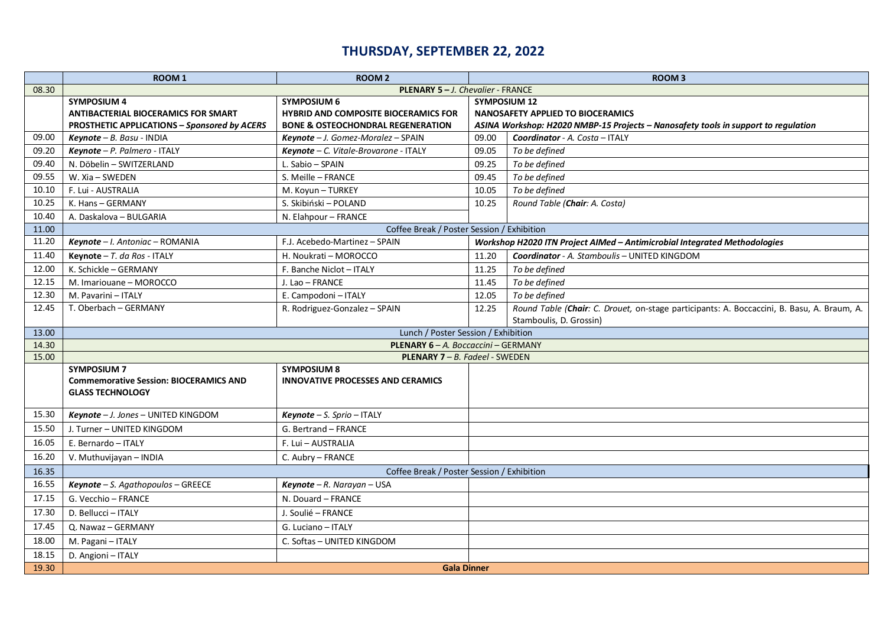# THURSDAY, SEPTEMBER 22, 2022

| | ROOM 1 | ROOM 2 | ROOM 3 | |
|---|---|---|---|---|
| 08.30 | **PLENARY 5 –** *J. Chevalier* - FRANCE | | | |
| | **SYMPOSIUM 4**<br>**ANTIBACTERIAL BIOCERAMICS FOR SMART PROSTHETIC APPLICATIONS –** ***Sponsored by ACERS*** | **SYMPOSIUM 6**<br>**HYBRID AND COMPOSITE BIOCERAMICS FOR BONE & OSTEOCHONDRAL REGENERATION** | **SYMPOSIUM 12**<br>**NANOSAFETY APPLIED TO BIOCERAMICS**<br>***ASINA Workshop: H2020 NMBP-15 Projects – Nanosafety tools in support to regulation*** | |
| 09.00 | ***Keynote*** *– B. Basu* - INDIA | ***Keynote*** *– J. Gomez-Moralez* – SPAIN | 09.00 | ***Coordinator*** *- A. Costa* – ITALY |
| 09.20 | ***Keynote*** *– P. Palmero* - ITALY | ***Keynote*** *– C. Vitale-Brovarone* - ITALY | 09.05 | *To be defined* |
| 09.40 | N. Döbelin – SWITZERLAND | L. Sabio – SPAIN | 09.25 | *To be defined* |
| 09.55 | W. Xia – SWEDEN | S. Meille – FRANCE | 09.45 | *To be defined* |
| 10.10 | F. Lui - AUSTRALIA | M. Koyun – TURKEY | 10.05 | *To be defined* |
| 10.25 | K. Hans – GERMANY | S. Skibiński – POLAND | 10.25 | *Round Table (**Chair**: A. Costa)* |
| 10.40 | A. Daskalova – BULGARIA | N. Elahpour – FRANCE | | |
| 11.00 | Coffee Break / Poster Session / Exhibition | | | |
| 11.20 | ***Keynote*** *– I. Antoniac* – ROMANIA | F.J. Acebedo-Martinez – SPAIN | ***Workshop H2020 ITN Project AIMed – Antimicrobial Integrated Methodologies*** | |
| 11.40 | **Keynote** *– T. da Ros* - ITALY | H. Noukrati – MOROCCO | 11.20 | ***Coordinator*** *- A. Stamboulis* – UNITED KINGDOM |
| 12.00 | K. Schickle – GERMANY | F. Banche Niclot – ITALY | 11.25 | *To be defined* |
| 12.15 | M. Imariouane – MOROCCO | J. Lao – FRANCE | 11.45 | *To be defined* |
| 12.30 | M. Pavarini – ITALY | E. Campodoni – ITALY | 12.05 | *To be defined* |
| 12.45 | T. Oberbach – GERMANY | R. Rodriguez-Gonzalez – SPAIN | 12.25 | *Round Table (**Chair**: C. Drouet, on-stage participants: A. Boccaccini, B. Basu, A. Braum, A. Stamboulis, D. Grossin)* |
| 13.00 | Lunch / Poster Session / Exhibition | | | |
| 14.30 | **PLENARY 6** *– A. Boccaccini* – GERMANY | | | |
| 15.00 | **PLENARY 7** *– B. Fadeel* - SWEDEN | | | |
| | **SYMPOSIUM 7**<br>**Commemorative Session: BIOCERAMICS AND GLASS TECHNOLOGY** | **SYMPOSIUM 8**<br>**INNOVATIVE PROCESSES AND CERAMICS** | | |
| 15.30 | ***Keynote*** *– J. Jones* – UNITED KINGDOM | ***Keynote*** *– S. Sprio* – ITALY | | |
| 15.50 | J. Turner – UNITED KINGDOM | G. Bertrand – FRANCE | | |
| 16.05 | E. Bernardo – ITALY | F. Lui – AUSTRALIA | | |
| 16.20 | V. Muthuvijayan – INDIA | C. Aubry – FRANCE | | |
| 16.35 | Coffee Break / Poster Session / Exhibition | | | |
| 16.55 | ***Keynote*** *– S. Agathopoulos* – GREECE | ***Keynote*** *– R. Narayan* – USA | | |
| 17.15 | G. Vecchio – FRANCE | N. Douard – FRANCE | | |
| 17.30 | D. Bellucci – ITALY | J. Soulié – FRANCE | | |
| 17.45 | Q. Nawaz – GERMANY | G. Luciano – ITALY | | |
| 18.00 | M. Pagani – ITALY | C. Softas – UNITED KINGDOM | | |
| 18.15 | D. Angioni – ITALY | | | |
| 19.30 | **Gala Dinner** | | | |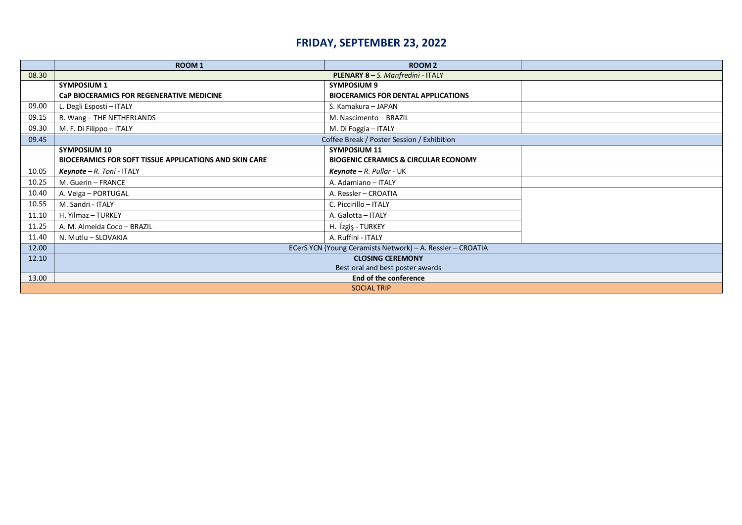# FRIDAY, SEPTEMBER 23, 2022

| | ROOM 1 | ROOM 2 | |
|---|---|---|---|
| 08.30 | **PLENARY 8** – *S. Manfredini* - ITALY | | |
| | **SYMPOSIUM 1**<br>**CaP BIOCERAMICS FOR REGENERATIVE MEDICINE** | **SYMPOSIUM 9**<br>**BIOCERAMICS FOR DENTAL APPLICATIONS** | |
| 09.00 | L. Degli Esposti – ITALY | S. Kamakura – JAPAN | |
| 09.15 | R. Wang – THE NETHERLANDS | M. Nascimento – BRAZIL | |
| 09.30 | M. F. Di Filippo – ITALY | M. Di Foggia – ITALY | |
| 09.45 | Coffee Break / Poster Session / Exhibition | | |
| | **SYMPOSIUM 10**<br>**BIOCERAMICS FOR SOFT TISSUE APPLICATIONS AND SKIN CARE** | **SYMPOSIUM 11**<br>**BIOGENIC CERAMICS & CIRCULAR ECONOMY** | |
| 10.05 | ***Keynote*** – *R. Toni* - ITALY | ***Keynote*** – *R. Pullar* - UK | |
| 10.25 | M. Guerin – FRANCE | A. Adamiano – ITALY | |
| 10.40 | A. Veiga – PORTUGAL | A. Ressler – CROATIA | |
| 10.55 | M. Sandri - ITALY | C. Piccirillo – ITALY | |
| 11.10 | H. Yilmaz – TURKEY | A. Galotta – ITALY | |
| 11.25 | A. M. Almeida Coco – BRAZIL | H. Ízgiş - TURKEY | |
| 11.40 | N. Mutlu – SLOVAKIA | A. Ruffini - ITALY | |
| 12.00 | ECerS YCN (Young Ceramists Network) – A. Ressler – CROATIA | | |
| 12.10 | **CLOSING CEREMONY**<br>Best oral and best poster awards | | |
| 13.00 | **End of the conference** | | |
| SOCIAL TRIP | | | |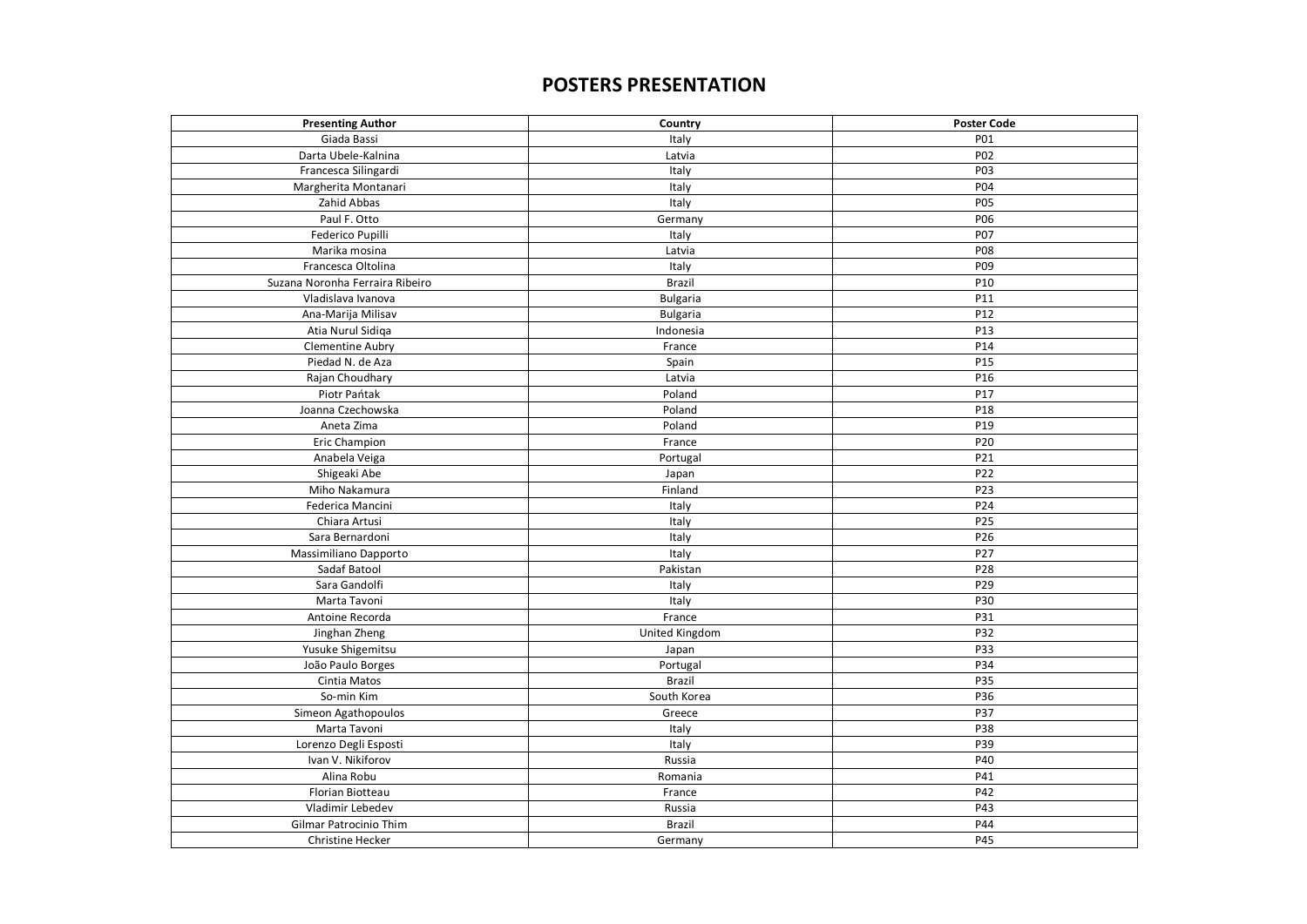# POSTERS PRESENTATION

| Presenting Author | Country | Poster Code |
|---|---|---|
| Giada Bassi | Italy | P01 |
| Darta Ubele-Kalnina | Latvia | P02 |
| Francesca Silingardi | Italy | P03 |
| Margherita Montanari | Italy | P04 |
| Zahid Abbas | Italy | P05 |
| Paul F. Otto | Germany | P06 |
| Federico Pupilli | Italy | P07 |
| Marika mosina | Latvia | P08 |
| Francesca Oltolina | Italy | P09 |
| Suzana Noronha Ferraira Ribeiro | Brazil | P10 |
| Vladislava Ivanova | Bulgaria | P11 |
| Ana-Marija Milisav | Bulgaria | P12 |
| Atia Nurul Sidiqa | Indonesia | P13 |
| Clementine Aubry | France | P14 |
| Piedad N. de Aza | Spain | P15 |
| Rajan Choudhary | Latvia | P16 |
| Piotr Pańtak | Poland | P17 |
| Joanna Czechowska | Poland | P18 |
| Aneta Zima | Poland | P19 |
| Eric Champion | France | P20 |
| Anabela Veiga | Portugal | P21 |
| Shigeaki Abe | Japan | P22 |
| Miho Nakamura | Finland | P23 |
| Federica Mancini | Italy | P24 |
| Chiara Artusi | Italy | P25 |
| Sara Bernardoni | Italy | P26 |
| Massimiliano Dapporto | Italy | P27 |
| Sadaf Batool | Pakistan | P28 |
| Sara Gandolfi | Italy | P29 |
| Marta Tavoni | Italy | P30 |
| Antoine Recorda | France | P31 |
| Jinghan Zheng | United Kingdom | P32 |
| Yusuke Shigemitsu | Japan | P33 |
| João Paulo Borges | Portugal | P34 |
| Cintia Matos | Brazil | P35 |
| So-min Kim | South Korea | P36 |
| Simeon Agathopoulos | Greece | P37 |
| Marta Tavoni | Italy | P38 |
| Lorenzo Degli Esposti | Italy | P39 |
| Ivan V. Nikiforov | Russia | P40 |
| Alina Robu | Romania | P41 |
| Florian Biotteau | France | P42 |
| Vladimir Lebedev | Russia | P43 |
| Gilmar Patrocinio Thim | Brazil | P44 |
| Christine Hecker | Germany | P45 |